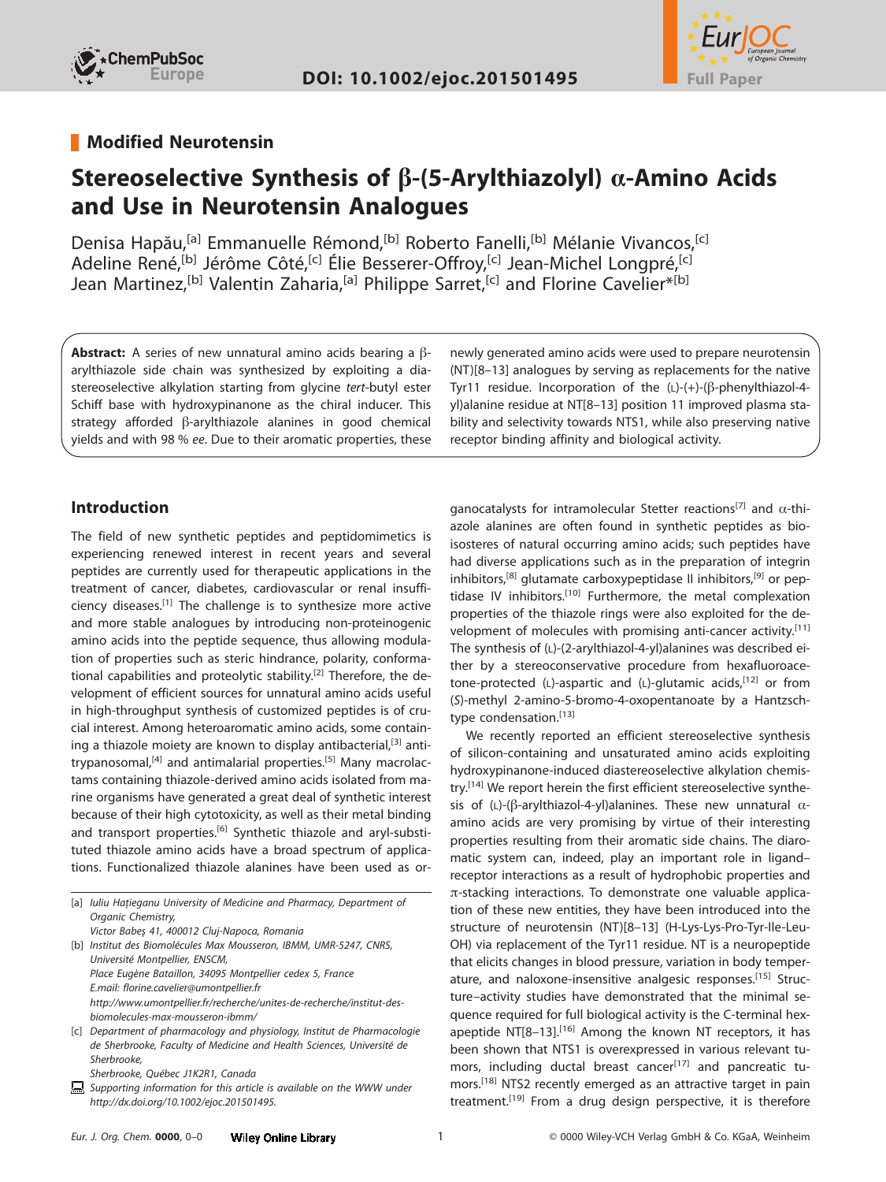Modified Neurotensin

# Stereoselective Synthesis of β-(5-Arylthiazolyl) α-Amino Acids and Use in Neurotensin Analogues

Denisa Hapău,[a] Emmanuelle Rémond,[b] Roberto Fanelli,[b] Mélanie Vivancos,[c] Adeline René,[b] Jérôme Côté,[c] Élie Besserer-Offroy,[c] Jean-Michel Longpré,[c] Jean Martinez,[b] Valentin Zaharia,[a] Philippe Sarret,[c] and Florine Cavelier*[b]

**Abstract:** A series of new unnatural amino acids bearing a β-arylthiazole side chain was synthesized by exploiting a diastereoselective alkylation starting from glycine *tert*-butyl ester Schiff base with hydroxypinanone as the chiral inducer. This strategy afforded β-arylthiazole alanines in good chemical yields and with 98 % *ee*. Due to their aromatic properties, these newly generated amino acids were used to prepare neurotensin (NT)[8–13] analogues by serving as replacements for the native Tyr11 residue. Incorporation of the (L)-(+)-(β-phenylthiazol-4-yl)alanine residue at NT[8–13] position 11 improved plasma stability and selectivity towards NTS1, while also preserving native receptor binding affinity and biological activity.

## Introduction

The field of new synthetic peptides and peptidomimetics is experiencing renewed interest in recent years and several peptides are currently used for therapeutic applications in the treatment of cancer, diabetes, cardiovascular or renal insufficiency diseases.[1] The challenge is to synthesize more active and more stable analogues by introducing non-proteinogenic amino acids into the peptide sequence, thus allowing modulation of properties such as steric hindrance, polarity, conformational capabilities and proteolytic stability.[2] Therefore, the development of efficient sources for unnatural amino acids useful in high-throughput synthesis of customized peptides is of crucial interest. Among heteroaromatic amino acids, some containing a thiazole moiety are known to display antibacterial,[3] antitrypanosomal,[4] and antimalarial properties.[5] Many macrolactams containing thiazole-derived amino acids isolated from marine organisms have generated a great deal of synthetic interest because of their high cytotoxicity, as well as their metal binding and transport properties.[6] Synthetic thiazole and aryl-substituted thiazole amino acids have a broad spectrum of applications. Functionalized thiazole alanines have been used as organocatalysts for intramolecular Stetter reactions[7] and α-thiazole alanines are often found in synthetic peptides as bioisosteres of natural occurring amino acids; such peptides have had diverse applications such as in the preparation of integrin inhibitors,[8] glutamate carboxypeptidase II inhibitors,[9] or peptidase IV inhibitors.[10] Furthermore, the metal complexation properties of the thiazole rings were also exploited for the development of molecules with promising anti-cancer activity.[11] The synthesis of (L)-(2-arylthiazol-4-yl)alanines was described either by a stereoconservative procedure from hexafluoroacetone-protected (L)-aspartic and (L)-glutamic acids,[12] or from (*S*)-methyl 2-amino-5-bromo-4-oxopentanoate by a Hantzsch-type condensation.[13]

We recently reported an efficient stereoselective synthesis of silicon-containing and unsaturated amino acids exploiting hydroxypinanone-induced diastereoselective alkylation chemistry.[14] We report herein the first efficient stereoselective synthesis of (L)-(β-arylthiazol-4-yl)alanines. These new unnatural α-amino acids are very promising by virtue of their interesting properties resulting from their aromatic side chains. The diaromatic system can, indeed, play an important role in ligand–receptor interactions as a result of hydrophobic properties and π-stacking interactions. To demonstrate one valuable application of these new entities, they have been introduced into the structure of neurotensin (NT)[8–13] (H-Lys-Lys-Pro-Tyr-Ile-Leu-OH) via replacement of the Tyr11 residue. NT is a neuropeptide that elicits changes in blood pressure, variation in body temperature, and naloxone-insensitive analgesic responses.[15] Structure–activity studies have demonstrated that the minimal sequence required for full biological activity is the C-terminal hexapeptide NT[8–13].[16] Among the known NT receptors, it has been shown that NTS1 is overexpressed in various relevant tumors, including ductal breast cancer[17] and pancreatic tumors.[18] NTS2 recently emerged as an attractive target in pain treatment.[19] From a drug design perspective, it is therefore

---

[a] Iuliu Hațieganu University of Medicine and Pharmacy, Department of Organic Chemistry, Victor Babeș 41, 400012 Cluj-Napoca, Romania

[b] Institut des Biomolécules Max Mousseron, IBMM, UMR-5247, CNRS, Université Montpellier, ENSCM, Place Eugène Bataillon, 34095 Montpellier cedex 5, France
E.mail: florine.cavelier@umontpellier.fr
http://www.umontpellier.fr/recherche/unites-de-recherche/institut-des-biomolecules-max-mousseron-ibmm/

[c] Department of pharmacology and physiology, Institut de Pharmacologie de Sherbrooke, Faculty of Medicine and Health Sciences, Université de Sherbrooke, Sherbrooke, Québec J1K2R1, Canada

Supporting information for this article is available on the WWW under http://dx.doi.org/10.1002/ejoc.201501495.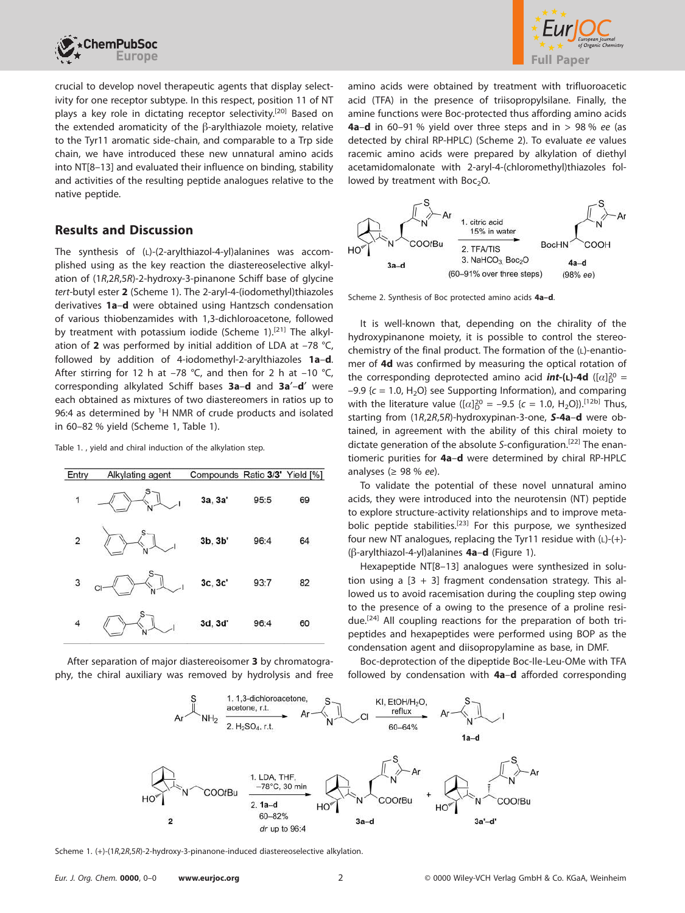crucial to develop novel therapeutic agents that display selectivity for one receptor subtype. In this respect, position 11 of NT plays a key role in dictating receptor selectivity.[20] Based on the extended aromaticity of the β-arylthiazole moiety, relative to the Tyr11 aromatic side-chain, and comparable to a Trp side chain, we have introduced these new unnatural amino acids into NT[8–13] and evaluated their influence on binding, stability and activities of the resulting peptide analogues relative to the native peptide.

## Results and Discussion

The synthesis of (L)-(2-arylthiazol-4-yl)alanines was accomplished using as the key reaction the diastereoselective alkylation of (1*R*,2*R*,5*R*)-2-hydroxy-3-pinanone Schiff base of glycine *tert*-butyl ester **2** (Scheme 1). The 2-aryl-4-(chloromethyl)thiazoles derivatives **1a**–**d** were obtained using Hantzsch condensation of various thiobenzamides with 1,3-dichloroacetone, followed by treatment with potassium iodide (Scheme 1).[21] The alkylation of **2** was performed by initial addition of LDA at –78 °C, followed by addition of 4-iodomethyl-2-arylthiazoles **1a**–**d**. After stirring for 12 h at –78 °C, and then for 2 h at –10 °C, corresponding alkylated Schiff bases **3a**–**d** and **3a'**–**d'** were each obtained as mixtures of two diastereomers in ratios up to 96:4 as determined by $^1$H NMR of crude products and isolated in 60–82 % yield (Scheme 1, Table 1).

Table 1. , yield and chiral induction of the alkylation step.

| Entry | Alkylating agent | Compounds | Ratio 3/3' | Yield [%] |
|---|---|---|---|---|
| 1 | 2-(4-methylphenyl)-4-(iodomethyl)thiazole | **3a**, **3a'** | 95:5 | 69 |
| 2 | 2-(2-methylphenyl)-4-(iodomethyl)thiazole | **3b**, **3b'** | 96:4 | 64 |
| 3 | 2-(4-chlorophenyl)-4-(iodomethyl)thiazole | **3c**, **3c'** | 93:7 | 82 |
| 4 | 2-phenyl-4-(iodomethyl)thiazole | **3d**, **3d'** | 96:4 | 60 |

After separation of major diastereoisomer **3** by chromatography, the chiral auxiliary was removed by hydrolysis and free amino acids were obtained by treatment with trifluoroacetic acid (TFA) in the presence of triisopropylsilane. Finally, the amine functions were Boc-protected thus affording amino acids **4a**–**d** in 60–91 % yield over three steps and in > 98 % *ee* (as detected by chiral RP-HPLC) (Scheme 2). To evaluate *ee* values racemic amino acids were prepared by alkylation of diethyl acetamidomalonate with 2-aryl-4-(chloromethyl)thiazoles followed by treatment with $Boc_2O$.

3a–d → 1. citric acid 15% in water; 2. TFA/TIS; 3. $NaHCO_3$, $Boc_2O$ (60–91% over three steps) → 4a–d (98% *ee*)

Scheme 2. Synthesis of Boc protected amino acids **4a**–**d**.

It is well-known that, depending on the chirality of the hydroxypinanone moiety, it is possible to control the stereochemistry of the final product. The formation of the (L)-enantiomer of **4d** was confirmed by measuring the optical rotation of the corresponding deprotected amino acid ***int*-(L)-4d** ($[\alpha]_D^{20}$ = –9.9 {*c* = 1.0, $H_2O$} see Supporting Information), and comparing with the literature value ($[\alpha]_D^{20}$ = –9.5 {*c* = 1.0, $H_2O$}).[12b] Thus, starting from (1*R*,2*R*,5*R*)-hydroxypinan-3-one, ***S*-4a**–**d** were obtained, in agreement with the ability of this chiral moiety to dictate generation of the absolute *S*-configuration.[22] The enantiomeric purities for **4a**–**d** were determined by chiral RP-HPLC analyses (≥ 98 % *ee*).

To validate the potential of these novel unnatural amino acids, they were introduced into the neurotensin (NT) peptide to explore structure-activity relationships and to improve metabolic peptide stabilities.[23] For this purpose, we synthesized four new NT analogues, replacing the Tyr11 residue with (L)-(+)-(β-arylthiazol-4-yl)alanines **4a**–**d** (Figure 1).

Hexapeptide NT[8–13] analogues were synthesized in solution using a [3 + 3] fragment condensation strategy. This allowed us to avoid racemisation during the coupling step owing to the presence of a owing to the presence of a proline residue.[24] All coupling reactions for the preparation of both tripeptides and hexapeptides were performed using BOP as the condensation agent and diisopropylamine as base, in DMF.

Boc-deprotection of the dipeptide Boc-Ile-Leu-OMe with TFA followed by condensation with **4a**–**d** afforded corresponding

Ar-C(S)NH₂ → 1. 1,3-dichloroacetone, acetone, r.t.; 2. $H_2SO_4$, r.t. → 2-aryl-4-(chloromethyl)thiazole → KI, EtOH/$H_2O$, reflux (60–64%) → **1a**–**d**

**2** → 1. LDA, THF, –78°C, 30 min; 2. **1a**–**d** (60–82%, *dr* up to 96:4) → **3a**–**d** + **3a'**–**d'**

Scheme 1. (+)-(1*R*,2*R*,5*R*)-2-hydroxy-3-pinanone-induced diastereoselective alkylation.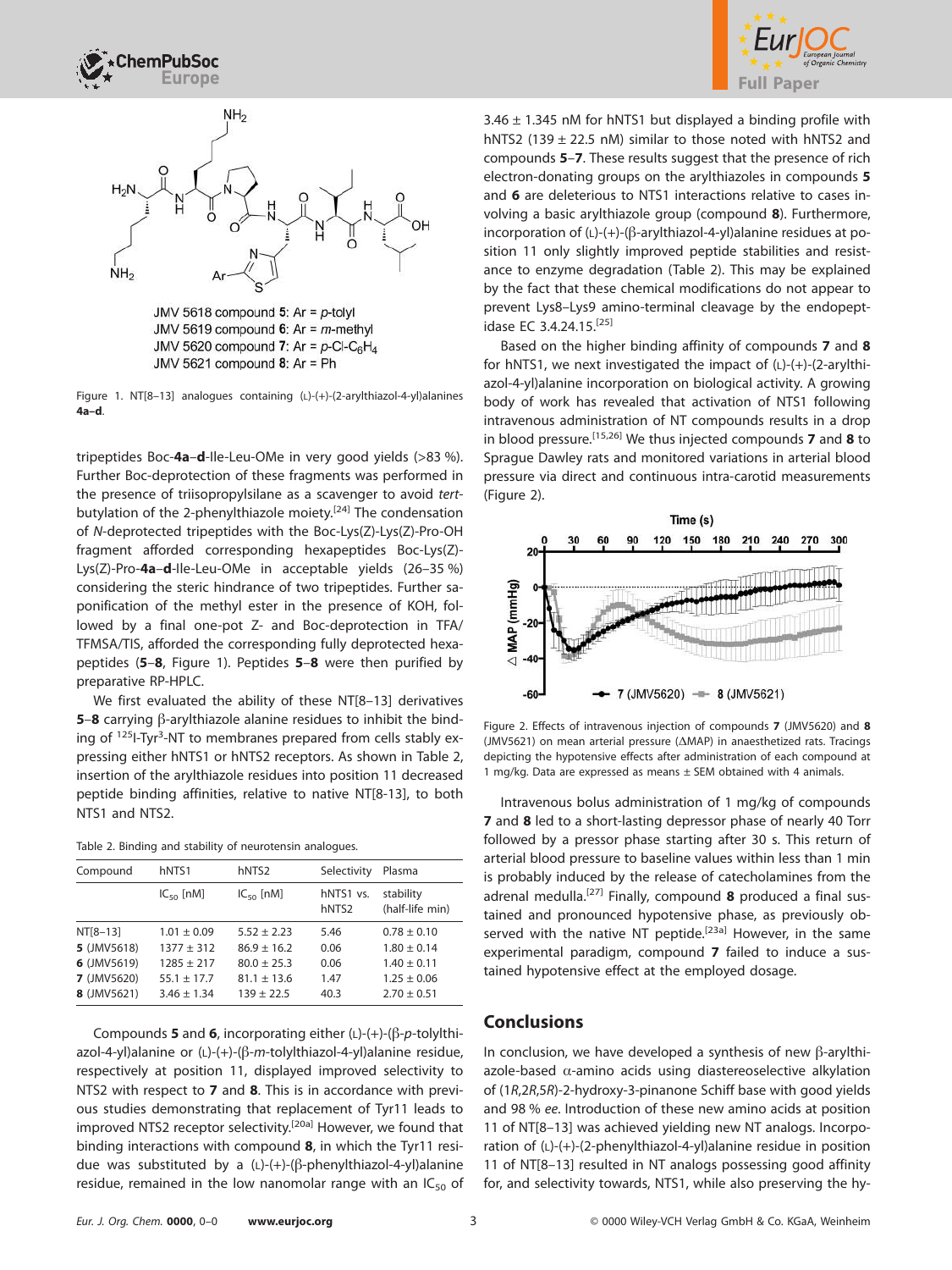JMV 5618 compound **5**: Ar = *p*-tolyl
JMV 5619 compound **6**: Ar = *m*-methyl
JMV 5620 compound **7**: Ar = *p*-Cl-$C_6H_4$
JMV 5621 compound **8**: Ar = Ph

Figure 1. NT[8–13] analogues containing (L)-(+)-(2-arylthiazol-4-yl)alanines **4a–d**.

tripeptides Boc-**4a**–**d**-Ile-Leu-OMe in very good yields (>83 %). Further Boc-deprotection of these fragments was performed in the presence of triisopropylsilane as a scavenger to avoid *tert*-butylation of the 2-phenylthiazole moiety.[24] The condensation of *N*-deprotected tripeptides with the Boc-Lys(Z)-Lys(Z)-Pro-OH fragment afforded corresponding hexapeptides Boc-Lys(Z)-Lys(Z)-Pro-**4a**–**d**-Ile-Leu-OMe in acceptable yields (26–35 %) considering the steric hindrance of two tripeptides. Further saponification of the methyl ester in the presence of KOH, followed by a final one-pot Z- and Boc-deprotection in TFA/TFMSA/TIS, afforded the corresponding fully deprotected hexapeptides (**5**–**8**, Figure 1). Peptides **5**–**8** were then purified by preparative RP-HPLC.

We first evaluated the ability of these NT[8–13] derivatives **5**–**8** carrying β-arylthiazole alanine residues to inhibit the binding of $^{125}$I-Tyr$^3$-NT to membranes prepared from cells stably expressing either hNTS1 or hNTS2 receptors. As shown in Table 2, insertion of the arylthiazole residues into position 11 decreased peptide binding affinities, relative to native NT[8-13], to both NTS1 and NTS2.

Table 2. Binding and stability of neurotensin analogues.

| Compound | hNTS1 | hNTS2 | Selectivity | Plasma |
|---|---|---|---|---|
| | $IC_{50}$ [nM] | $IC_{50}$ [nM] | hNTS1 vs. hNTS2 | stability (half-life min) |
| NT[8–13] | 1.01 ± 0.09 | 5.52 ± 2.23 | 5.46 | 0.78 ± 0.10 |
| **5** (JMV5618) | 1377 ± 312 | 86.9 ± 16.2 | 0.06 | 1.80 ± 0.14 |
| **6** (JMV5619) | 1285 ± 217 | 80.0 ± 25.3 | 0.06 | 1.40 ± 0.11 |
| **7** (JMV5620) | 55.1 ± 17.7 | 81.1 ± 13.6 | 1.47 | 1.25 ± 0.06 |
| **8** (JMV5621) | 3.46 ± 1.34 | 139 ± 22.5 | 40.3 | 2.70 ± 0.51 |

Compounds **5** and **6**, incorporating either (L)-(+)-(β-*p*-tolylthiazol-4-yl)alanine or (L)-(+)-(β-*m*-tolylthiazol-4-yl)alanine residue, respectively at position 11, displayed improved selectivity to NTS2 with respect to **7** and **8**. This is in accordance with previous studies demonstrating that replacement of Tyr11 leads to improved NTS2 receptor selectivity.[20a] However, we found that binding interactions with compound **8**, in which the Tyr11 residue was substituted by a (L)-(+)-(β-phenylthiazol-4-yl)alanine residue, remained in the low nanomolar range with an $IC_{50}$ of 3.46 ± 1.345 nM for hNTS1 but displayed a binding profile with hNTS2 (139 ± 22.5 nM) similar to those noted with hNTS2 and compounds **5**–**7**. These results suggest that the presence of rich electron-donating groups on the arylthiazoles in compounds **5** and **6** are deleterious to NTS1 interactions relative to cases involving a basic arylthiazole group (compound **8**). Furthermore, incorporation of (L)-(+)-(β-arylthiazol-4-yl)alanine residues at position 11 only slightly improved peptide stabilities and resistance to enzyme degradation (Table 2). This may be explained by the fact that these chemical modifications do not appear to prevent Lys8–Lys9 amino-terminal cleavage by the endopeptidase EC 3.4.24.15.[25]

Based on the higher binding affinity of compounds **7** and **8** for hNTS1, we next investigated the impact of (L)-(+)-(2-arylthiazol-4-yl)alanine incorporation on biological activity. A growing body of work has revealed that activation of NTS1 following intravenous administration of NT compounds results in a drop in blood pressure.[15,26] We thus injected compounds **7** and **8** to Sprague Dawley rats and monitored variations in arterial blood pressure via direct and continuous intra-carotid measurements (Figure 2).

Figure 2. Effects of intravenous injection of compounds **7** (JMV5620) and **8** (JMV5621) on mean arterial pressure (ΔMAP) in anaesthetized rats. Tracings depicting the hypotensive effects after administration of each compound at 1 mg/kg. Data are expressed as means ± SEM obtained with 4 animals.

Intravenous bolus administration of 1 mg/kg of compounds **7** and **8** led to a short-lasting depressor phase of nearly 40 Torr followed by a pressor phase starting after 30 s. This return of arterial blood pressure to baseline values within less than 1 min is probably induced by the release of catecholamines from the adrenal medulla.[27] Finally, compound **8** produced a final sustained and pronounced hypotensive phase, as previously observed with the native NT peptide.[23a] However, in the same experimental paradigm, compound **7** failed to induce a sustained hypotensive effect at the employed dosage.

## Conclusions

In conclusion, we have developed a synthesis of new β-arylthiazole-based α-amino acids using diastereoselective alkylation of (1*R*,2*R*,5*R*)-2-hydroxy-3-pinanone Schiff base with good yields and 98 % *ee*. Introduction of these new amino acids at position 11 of NT[8–13] was achieved yielding new NT analogs. Incorporation of (L)-(+)-(2-phenylthiazol-4-yl)alanine residue in position 11 of NT[8–13] resulted in NT analogs possessing good affinity for, and selectivity towards, NTS1, while also preserving the hy-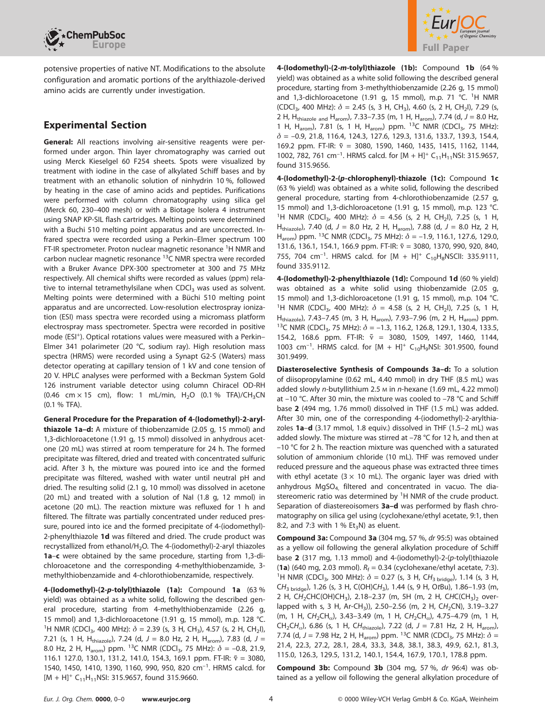potensive properties of native NT. Modifications to the absolute configuration and aromatic portions of the arylthiazole-derived amino acids are currently under investigation.

## Experimental Section

**General:** All reactions involving air-sensitive reagents were performed under argon. Thin layer chromatography was carried out using Merck Kieselgel 60 F254 sheets. Spots were visualized by treatment with iodine in the case of alkylated Schiff bases and by treatment with an ethanolic solution of ninhydrin 10 %, followed by heating in the case of amino acids and peptides. Purifications were performed with column chromatography using silica gel (Merck 60, 230–400 mesh) or with a Biotage Isolera 4 instrument using SNAP KP-SIL flash cartridges. Melting points were determined with a Buchi 510 melting point apparatus and are uncorrected. Infrared spectra were recorded using a Perkin–Elmer spectrum 100 FT-IR spectrometer. Proton nuclear magnetic resonance $^{1}$H NMR and carbon nuclear magnetic resonance $^{13}$C NMR spectra were recorded with a Bruker Avance DPX-300 spectrometer at 300 and 75 MHz respectively. All chemical shifts were recorded as values (ppm) relative to internal tetramethylsilane when $CDCl_3$ was used as solvent. Melting points were determined with a Büchi 510 melting point apparatus and are uncorrected. Low-resolution electrospray ionization (ESI) mass spectra were recorded using a micromass platform electrospray mass spectrometer. Spectra were recorded in positive mode (ESI$^{+}$). Optical rotations values were measured with a Perkin–Elmer 341 polarimeter (20 °C, sodium ray). High resolution mass spectra (HRMS) were recorded using a Synapt G2-S (Waters) mass detector operating at capillary tension of 1 kV and cone tension of 20 V. HPLC analyses were performed with a Beckman System Gold 126 instrument variable detector using column Chiracel OD-RH (0.46 cm × 15 cm), flow: 1 mL/min, $H_2O$ (0.1 % TFA)/$CH_3CN$ (0.1 % TFA).

**General Procedure for the Preparation of 4-(Iodomethyl)-2-arylthiazole 1a–d:** A mixture of thiobenzamide (2.05 g, 15 mmol) and 1,3-dichloroacetone (1.91 g, 15 mmol) dissolved in anhydrous acetone (20 mL) was stirred at room temperature for 24 h. The formed precipitate was filtered, dried and treated with concentrated sulfuric acid. After 3 h, the mixture was poured into ice and the formed precipitate was filtered, washed with water until neutral pH and dried. The resulting solid (2.1 g, 10 mmol) was dissolved in acetone (20 mL) and treated with a solution of NaI (1.8 g, 12 mmol) in acetone (20 mL). The reaction mixture was refluxed for 1 h and filtered. The filtrate was partially concentrated under reduced pressure, poured into ice and the formed precipitate of 4-(iodomethyl)-2-phenylthiazole **1d** was filtered and dried. The crude product was recrystallized from ethanol/$H_2O$. The 4-(iodomethyl)-2-aryl thiazoles **1a**–**c** were obtained by the same procedure, starting from 1,3-dichloroacetone and the corresponding 4-methylthiobenzamide, 3-methylthiobenzamide and 4-chlorothiobenzamide, respectively.

**4-(Iodomethyl)-(2-*p*-tolyl)thiazole (1a):** Compound **1a** (63 % yield) was obtained as a white solid, following the described general procedure, starting from 4-methylthiobenzamide (2.26 g, 15 mmol) and 1,3-dichloroacetone (1.91 g, 15 mmol), m.p. 128 °C. $^{1}$H NMR ($CDCl_3$, 400 MHz): δ = 2.39 (s, 3 H, $CH_3$), 4.57 (s, 2 H, $CH_2$I), 7.21 (s, 1 H, $H_{thiazole}$), 7.24 (d, *J* = 8.0 Hz, 2 H, $H_{arom}$), 7.83 (d, *J* = 8.0 Hz, 2 H, $H_{arom}$) ppm. $^{13}$C NMR ($CDCl_3$, 75 MHz): δ = –0.8, 21.9, 116.1 127.0, 130.1, 131.2, 141.0, 154.3, 169.1 ppm. FT-IR: $\tilde{\nu}$ = 3080, 1540, 1450, 1410, 1390, 1160, 990, 950, 820 cm$^{-1}$. HRMS calcd. for [M + H]$^{+}$ $C_{11}H_{11}$NSI: 315.9657, found 315.9660.

**4-(Iodomethyl)-(2-*m*-tolyl)thiazole (1b):** Compound **1b** (64 % yield) was obtained as a white solid following the described general procedure, starting from 3-methylthiobenzamide (2.26 g, 15 mmol) and 1,3-dichloroacetone (1.91 g, 15 mmol), m.p. 71 °C. $^{1}$H NMR ($CDCl_3$, 400 MHz): δ = 2.45 (s, 3 H, $CH_3$), 4.60 (s, 2 H, $CH_2$I), 7.29 (s, 2 H, $H_{thiazole\ and}$ $H_{arom}$), 7.33–7.35 (m, 1 H, $H_{arom}$), 7.74 (d, *J* = 8.0 Hz, 1 H, $H_{arom}$), 7.81 (s, 1 H, $H_{arom}$) ppm. $^{13}$C NMR ($CDCl_3$, 75 MHz): δ = –0.9, 21.8, 116.4, 124.3, 127.6, 129.3, 131.6, 133.7, 139.3, 154.4, 169.2 ppm. FT-IR: $\tilde{\nu}$ = 3080, 1590, 1460, 1435, 1415, 1162, 1144, 1002, 782, 761 cm$^{-1}$. HRMS calcd. for [M + H]$^{+}$ $C_{11}H_{11}$NSI: 315.9657, found 315.9656.

**4-(Iodomethyl)-2-(*p*-chlorophenyl)-thiazole (1c):** Compound **1c** (63 % yield) was obtained as a white solid, following the described general procedure, starting from 4-chlorothiobenzamide (2.57 g, 15 mmol) and 1,3-dichloroacetone (1.91 g, 15 mmol), m.p. 123 °C. $^{1}$H NMR ($CDCl_3$, 400 MHz): δ = 4.56 (s, 2 H, $CH_2$I), 7.25 (s, 1 H, $H_{thiazole}$), 7.40 (d, *J* = 8.0 Hz, 2 H, $H_{arom}$), 7.88 (d, *J* = 8.0 Hz, 2 H, $H_{arom}$) ppm. $^{13}$C NMR ($CDCl_3$, 75 MHz): δ = –1.9, 116.1, 127.6, 129.0, 131.6, 136.1, 154.1, 166.9 ppm. FT-IR: $\tilde{\nu}$ = 3080, 1370, 990, 920, 840, 755, 704 cm$^{-1}$. HRMS calcd. for [M + H]$^{+}$ $C_{10}H_8$NSClI: 335.9111, found 335.9112.

**4-(Iodomethyl)-2-phenylthiazole (1d):** Compound **1d** (60 % yield) was obtained as a white solid using thiobenzamide (2.05 g, 15 mmol) and 1,3-dichloroacetone (1.91 g, 15 mmol), m.p. 104 °C. $^{1}$H NMR ($CDCl_3$, 400 MHz): δ = 4.58 (s, 2 H, $CH_2$I), 7.25 (s, 1 H, $H_{thiazole}$), 7.43–7.45 (m, 3 H, $H_{arom}$), 7.93–7.96 (m, 2 H, $H_{arom}$) ppm. $^{13}$C NMR ($CDCl_3$, 75 MHz): δ = –1.3, 116.2, 126.8, 129.1, 130.4, 133.5, 154.2, 168.6 ppm. FT-IR: $\tilde{\nu}$ = 3080, 1509, 1497, 1460, 1144, 1003 cm$^{-1}$. HRMS calcd. for [M + H]$^{+}$ $C_{10}H_9$NSI: 301.9500, found 301.9499.

**Diastereoselective Synthesis of Compounds 3a–d:** To a solution of diisopropylamine (0.62 mL, 4.40 mmol) in dry THF (8.5 mL) was added slowly *n*-butyllithium 2.5 M in *n*-hexane (1.69 mL, 4.22 mmol) at –10 °C. After 30 min, the mixture was cooled to –78 °C and Schiff base **2** (494 mg, 1.76 mmol) dissolved in THF (1.5 mL) was added. After 30 min, one of the corresponding 4-(iodomethyl)-2-arylthiazoles **1a**–**d** (3.17 mmol, 1.8 equiv.) dissolved in THF (1.5–2 mL) was added slowly. The mixture was stirred at –78 °C for 12 h, and then at –10 °C for 2 h. The reaction mixture was quenched with a saturated solution of ammonium chloride (10 mL). THF was removed under reduced pressure and the aqueous phase was extracted three times with ethyl acetate (3 × 10 mL). The organic layer was dried with anhydrous $MgSO_4$, filtered and concentrated in vacuo. The diastereomeric ratio was determined by $^{1}$H NMR of the crude product. Separation of diastereoisomers **3a–d** was performed by flash chromatography on silica gel using (cyclohexane/ethyl acetate, 9:1, then 8:2, and 7:3 with 1 % $Et_3$N) as eluent.

**Compound 3a:** Compound **3a** (304 mg, 57 %, *dr* 95:5) was obtained as a yellow oil following the general alkylation procedure of Schiff base **2** (317 mg, 1.13 mmol) and 4-(iodomethyl)-2-(*p*-tolyl)thiazole (**1a**) (640 mg, 2.03 mmol). $R_f$ = 0.34 (cyclohexane/ethyl acetate, 7:3). $^{1}$H NMR ($CDCl_3$, 300 MHz): δ = 0.27 (s, 3 H, $CH_{3\ bridge}$), 1.14 (s, 3 H, $CH_{3\ bridge}$), 1.26 (s, 3 H, C(OH)$CH_3$), 1.44 (s, 9 H, OtBu), 1.86–1.93 (m, 2 H, $CH_2$CHC(OH)$CH_3$), 2.18–2.37 (m, 5H (m, 2 H, $CHC(CH_3)_2$ overlapped with s, 3 H, Ar-$CH_3$)), 2.50–2.56 (m, 2 H, $CH_2$CN), 3.19–3.27 (m, 1 H, $CH_2CH_\alpha$), 3.43–3.49 (m, 1 H, $CH_2CH_\alpha$), 4.75–4.79 (m, 1 H, $CH_2CH_\alpha$), 6.86 (s, 1 H, $CH_{thiazole}$), 7.22 (d, *J* = 7.81 Hz, 2 H, $H_{arom}$), 7.74 (d, *J* = 7.98 Hz, 2 H, $H_{arom}$) ppm. $^{13}$C NMR ($CDCl_3$, 75 MHz): δ = 21.4, 22.3, 27.2, 28.1, 28.4, 33.3, 34.8, 38.1, 38.3, 49.9, 62.1, 81.3, 115.0, 126.3, 129.5, 131.2, 140.1, 154.4, 167.9, 170.1, 178.8 ppm.

**Compound 3b:** Compound **3b** (304 mg, 57 %, *dr* 96:4) was obtained as a yellow oil following the general alkylation procedure of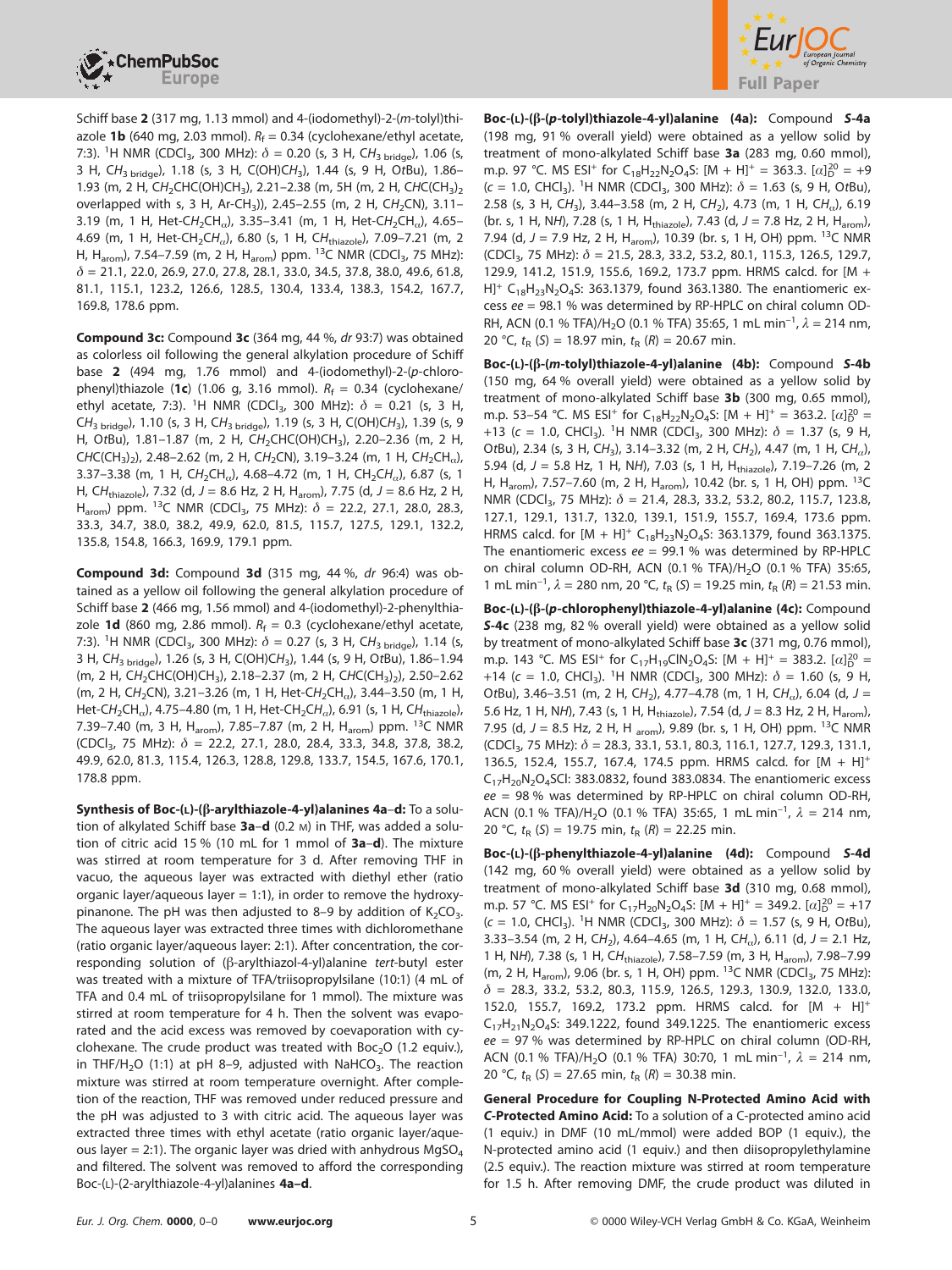Schiff base **2** (317 mg, 1.13 mmol) and 4-(iodomethyl)-2-(*m*-tolyl)thiazole **1b** (640 mg, 2.03 mmol). $R_f$ = 0.34 (cyclohexane/ethyl acetate, 7:3). $^1$H NMR ($CDCl_3$, 300 MHz): δ = 0.20 (s, 3 H, $CH_{3\ bridge}$), 1.06 (s, 3 H, $CH_{3\ bridge}$), 1.18 (s, 3 H, C(OH)$CH_3$), 1.44 (s, 9 H, O*t*Bu), 1.86–1.93 (m, 2 H, $CH_2$CHC(OH)$CH_3$), 2.21–2.38 (m, 5H (m, 2 H, CHC$(CH_3)_2$ overlapped with s, 3 H, Ar-$CH_3$)), 2.45–2.55 (m, 2 H, $CH_2$CN), 3.11–3.19 (m, 1 H, Het-$CH_2CH_\alpha$), 3.35–3.41 (m, 1 H, Het-$CH_2CH_\alpha$), 4.65–4.69 (m, 1 H, Het-$CH_2CH_\alpha$), 6.80 (s, 1 H, $CH_{thiazole}$), 7.09–7.21 (m, 2 H, $H_{arom}$), 7.54–7.59 (m, 2 H, $H_{arom}$) ppm. $^{13}$C NMR ($CDCl_3$, 75 MHz): δ = 21.1, 22.0, 26.9, 27.0, 27.8, 28.1, 33.0, 34.5, 37.8, 38.0, 49.6, 61.8, 81.1, 115.1, 123.2, 126.6, 128.5, 130.4, 133.4, 138.3, 154.2, 167.7, 169.8, 178.6 ppm.

**Compound 3c:** Compound **3c** (364 mg, 44 %, *dr* 93:7) was obtained as colorless oil following the general alkylation procedure of Schiff base **2** (494 mg, 1.76 mmol) and 4-(iodomethyl)-2-(*p*-chlorophenyl)thiazole (**1c**) (1.06 g, 3.16 mmol). $R_f$ = 0.34 (cyclohexane/ethyl acetate, 7:3). $^1$H NMR ($CDCl_3$, 300 MHz): δ = 0.21 (s, 3 H, $CH_{3\ bridge}$), 1.10 (s, 3 H, $CH_{3\ bridge}$), 1.19 (s, 3 H, C(OH)$CH_3$), 1.39 (s, 9 H, O*t*Bu), 1.81–1.87 (m, 2 H, $CH_2$CHC(OH)$CH_3$), 2.20–2.36 (m, 2 H, CHC$(CH_3)_2$), 2.48–2.62 (m, 2 H, $CH_2$CN), 3.19–3.24 (m, 1 H, $CH_2CH_\alpha$), 3.37–3.38 (m, 1 H, $CH_2CH_\alpha$), 4.68–4.72 (m, 1 H, $CH_2CH_\alpha$), 6.87 (s, 1 H, $CH_{thiazole}$), 7.32 (d, *J* = 8.6 Hz, 2 H, $H_{arom}$), 7.75 (d, *J* = 8.6 Hz, 2 H, $H_{arom}$) ppm. $^{13}$C NMR ($CDCl_3$, 75 MHz): δ = 22.2, 27.1, 28.0, 28.3, 33.3, 34.7, 38.0, 38.2, 49.9, 62.0, 81.5, 115.7, 127.5, 129.1, 132.2, 135.8, 154.8, 166.3, 169.9, 179.1 ppm.

**Compound 3d:** Compound **3d** (315 mg, 44 %, *dr* 96:4) was obtained as a yellow oil following the general alkylation procedure of Schiff base **2** (466 mg, 1.56 mmol) and 4-(iodomethyl)-2-phenylthiazole **1d** (860 mg, 2.86 mmol). $R_f$ = 0.3 (cyclohexane/ethyl acetate, 7:3). $^1$H NMR ($CDCl_3$, 300 MHz): δ = 0.27 (s, 3 H, $CH_{3\ bridge}$), 1.14 (s, 3 H, $CH_{3\ bridge}$), 1.26 (s, 3 H, C(OH)$CH_3$), 1.44 (s, 9 H, O*t*Bu), 1.86–1.94 (m, 2 H, $CH_2$CHC(OH)$CH_3$), 2.18–2.37 (m, 2 H, CHC$(CH_3)_2$), 2.50–2.62 (m, 2 H, $CH_2$CN), 3.21–3.26 (m, 1 H, Het-$CH_2CH_\alpha$), 3.44–3.50 (m, 1 H, Het-$CH_2CH_\alpha$), 4.75–4.80 (m, 1 H, Het-$CH_2CH_\alpha$), 6.91 (s, 1 H, $CH_{thiazole}$), 7.39–7.40 (m, 3 H, $H_{arom}$), 7.85–7.87 (m, 2 H, $H_{arom}$) ppm. $^{13}$C NMR ($CDCl_3$, 75 MHz): δ = 22.2, 27.1, 28.0, 28.4, 33.3, 34.8, 37.8, 38.2, 49.9, 62.0, 81.3, 115.4, 126.3, 128.8, 129.8, 133.7, 154.5, 167.6, 170.1, 178.8 ppm.

**Synthesis of Boc-(L)-(β-arylthiazole-4-yl)alanines 4a–d:** To a solution of alkylated Schiff base **3a–d** (0.2 M) in THF, was added a solution of citric acid 15 % (10 mL for 1 mmol of **3a–d**). The mixture was stirred at room temperature for 3 d. After removing THF in vacuo, the aqueous layer was extracted with diethyl ether (ratio organic layer/aqueous layer = 1:1), in order to remove the hydroxypinanone. The pH was then adjusted to 8–9 by addition of $K_2CO_3$. The aqueous layer was extracted three times with dichloromethane (ratio organic layer/aqueous layer: 2:1). After concentration, the corresponding solution of (β-arylthiazol-4-yl)alanine *tert*-butyl ester was treated with a mixture of TFA/triisopropylsilane (10:1) (4 mL of TFA and 0.4 mL of triisopropylsilane for 1 mmol). The mixture was stirred at room temperature for 4 h. Then the solvent was evaporated and the acid excess was removed by coevaporation with cyclohexane. The product was treated with $Boc_2O$ (1.2 equiv.), in THF/$H_2O$ (1:1) at pH 8–9, adjusted with $NaHCO_3$. The reaction mixture was stirred at room temperature overnight. After completion of the reaction, THF was removed under reduced pressure and the pH was adjusted to 3 with citric acid. The aqueous layer was extracted three times with ethyl acetate (ratio organic layer/aqueous layer = 2:1). The organic layer was dried with anhydrous $MgSO_4$ and filtered. The solvent was removed to afford the corresponding Boc-(L)-(2-arylthiazole-4-yl)alanines **4a–d**.

**Boc-(L)-(β-(*p*-tolyl)thiazole-4-yl)alanine (4a):** Compound ***S*-4a** (198 mg, 91 % overall yield) were obtained as a yellow solid by treatment of mono-alkylated Schiff base **3a** (283 mg, 0.60 mmol), m.p. 97 °C. MS ESI+ for $C_{18}H_{22}N_2O_4S$: $[M + H]^+$ = 363.3. $[\alpha]_D^{20}$ = +9 (*c* = 1.0, $CHCl_3$). $^1$H NMR ($CDCl_3$, 300 MHz): δ = 1.63 (s, 9 H, O*t*Bu), 2.58 (s, 3 H, $CH_3$), 3.44–3.58 (m, 2 H, $CH_2$), 4.73 (m, 1 H, $CH_\alpha$), 6.19 (br. s, 1 H, N*H*), 7.28 (s, 1 H, $H_{thiazole}$), 7.43 (d, *J* = 7.8 Hz, 2 H, $H_{arom}$), 7.94 (d, *J* = 7.9 Hz, 2 H, $H_{arom}$), 10.39 (br. s, 1 H, OH) ppm. $^{13}$C NMR ($CDCl_3$, 75 MHz): δ = 21.5, 28.3, 33.2, 53.2, 80.1, 115.3, 126.5, 129.7, 129.9, 141.2, 151.9, 155.6, 169.2, 173.7 ppm. HRMS calcd. for $[M + H]^+$ $C_{18}H_{23}N_2O_4S$: 363.1379, found 363.1380. The enantiomeric excess *ee* = 98.1 % was determined by RP-HPLC on chiral column OD-RH, ACN (0.1 % TFA)/$H_2O$ (0.1 % TFA) 35:65, 1 mL min$^{-1}$, λ = 214 nm, 20 °C, $t_R$ (*S*) = 18.97 min, $t_R$ (*R*) = 20.67 min.

**Boc-(L)-(β-(*m*-tolyl)thiazole-4-yl)alanine (4b):** Compound ***S*-4b** (150 mg, 64 % overall yield) were obtained as a yellow solid by treatment of mono-alkylated Schiff base **3b** (300 mg, 0.65 mmol), m.p. 53–54 °C. MS ESI+ for $C_{18}H_{22}N_2O_4S$: $[M + H]^+$ = 363.2. $[\alpha]_D^{20}$ = +13 (*c* = 1.0, $CHCl_3$). $^1$H NMR ($CDCl_3$, 300 MHz): δ = 1.37 (s, 9 H, O*t*Bu), 2.34 (s, 3 H, $CH_3$), 3.14–3.32 (m, 2 H, $CH_2$), 4.47 (m, 1 H, $CH_\alpha$), 5.94 (d, *J* = 5.8 Hz, 1 H, N*H*), 7.03 (s, 1 H, $H_{thiazole}$), 7.19–7.26 (m, 2 H, $H_{arom}$), 7.57–7.60 (m, 2 H, $H_{arom}$), 10.42 (br. s, 1 H, OH) ppm. $^{13}$C NMR ($CDCl_3$, 75 MHz): δ = 21.4, 28.3, 33.2, 53.2, 80.2, 115.7, 123.8, 127.1, 129.1, 131.7, 132.0, 139.1, 151.9, 155.7, 169.4, 173.6 ppm. HRMS calcd. for $[M + H]^+$ $C_{18}H_{23}N_2O_4S$: 363.1379, found 363.1375. The enantiomeric excess *ee* = 99.1 % was determined by RP-HPLC on chiral column OD-RH, ACN (0.1 % TFA)/$H_2O$ (0.1 % TFA) 35:65, 1 mL min$^{-1}$, λ = 280 nm, 20 °C, $t_R$ (*S*) = 19.25 min, $t_R$ (*R*) = 21.53 min.

**Boc-(L)-(β-(*p*-chlorophenyl)thiazole-4-yl)alanine (4c):** Compound ***S*-4c** (238 mg, 82 % overall yield) were obtained as a yellow solid by treatment of mono-alkylated Schiff base **3c** (371 mg, 0.76 mmol), m.p. 143 °C. MS ESI+ for $C_{17}H_{19}ClN_2O_4S$: $[M + H]^+$ = 383.2. $[\alpha]_D^{20}$ = +14 (*c* = 1.0, $CHCl_3$). $^1$H NMR ($CDCl_3$, 300 MHz): δ = 1.60 (s, 9 H, O*t*Bu), 3.46–3.51 (m, 2 H, $CH_2$), 4.77–4.78 (m, 1 H, $CH_\alpha$), 6.04 (d, *J* = 5.6 Hz, 1 H, N*H*), 7.43 (s, 1 H, $H_{thiazole}$), 7.54 (d, *J* = 8.3 Hz, 2 H, $H_{arom}$), 7.95 (d, *J* = 8.5 Hz, 2 H, $H_{arom}$), 9.89 (br. s, 1 H, OH) ppm. $^{13}$C NMR ($CDCl_3$, 75 MHz): δ = 28.3, 33.1, 53.1, 80.3, 116.1, 127.7, 129.3, 131.1, 136.5, 152.4, 155.7, 167.4, 174.5 ppm. HRMS calcd. for $[M + H]^+$ $C_{17}H_{20}N_2O_4SCl$: 383.0832, found 383.0834. The enantiomeric excess *ee* = 98 % was determined by RP-HPLC on chiral column OD-RH, ACN (0.1 % TFA)/$H_2O$ (0.1 % TFA) 35:65, 1 mL min$^{-1}$, λ = 214 nm, 20 °C, $t_R$ (*S*) = 19.75 min, $t_R$ (*R*) = 22.25 min.

**Boc-(L)-(β-phenylthiazole-4-yl)alanine (4d):** Compound ***S*-4d** (142 mg, 60 % overall yield) were obtained as a yellow solid by treatment of mono-alkylated Schiff base **3d** (310 mg, 0.68 mmol), m.p. 57 °C. MS ESI+ for $C_{17}H_{20}N_2O_4S$: $[M + H]^+$ = 349.2. $[\alpha]_D^{20}$ = +17 (*c* = 1.0, $CHCl_3$). $^1$H NMR ($CDCl_3$, 300 MHz): δ = 1.57 (s, 9 H, O*t*Bu), 3.33–3.54 (m, 2 H, $CH_2$), 4.64–4.65 (m, 1 H, $CH_\alpha$), 6.11 (d, *J* = 2.1 Hz, 1 H, N*H*), 7.38 (s, 1 H, $CH_{thiazole}$), 7.58–7.59 (m, 3 H, $H_{arom}$), 7.98–7.99 (m, 2 H, $H_{arom}$), 9.06 (br. s, 1 H, OH) ppm. $^{13}$C NMR ($CDCl_3$, 75 MHz): δ = 28.3, 33.2, 53.2, 80.3, 115.9, 126.5, 129.3, 130.9, 132.0, 133.0, 152.0, 155.7, 169.2, 173.2 ppm. HRMS calcd. for $[M + H]^+$ $C_{17}H_{21}N_2O_4S$: 349.1222, found 349.1225. The enantiomeric excess *ee* = 97 % was determined by RP-HPLC on chiral column (OD-RH, ACN (0.1 % TFA)/$H_2O$ (0.1 % TFA) 30:70, 1 mL min$^{-1}$, λ = 214 nm, 20 °C, $t_R$ (*S*) = 27.65 min, $t_R$ (*R*) = 30.38 min.

**General Procedure for Coupling N-Protected Amino Acid with *C*-Protected Amino Acid:** To a solution of a C-protected amino acid (1 equiv.) in DMF (10 mL/mmol) were added BOP (1 equiv.), the N-protected amino acid (1 equiv.) and then diisopropylethylamine (2.5 equiv.). The reaction mixture was stirred at room temperature for 1.5 h. After removing DMF, the crude product was diluted in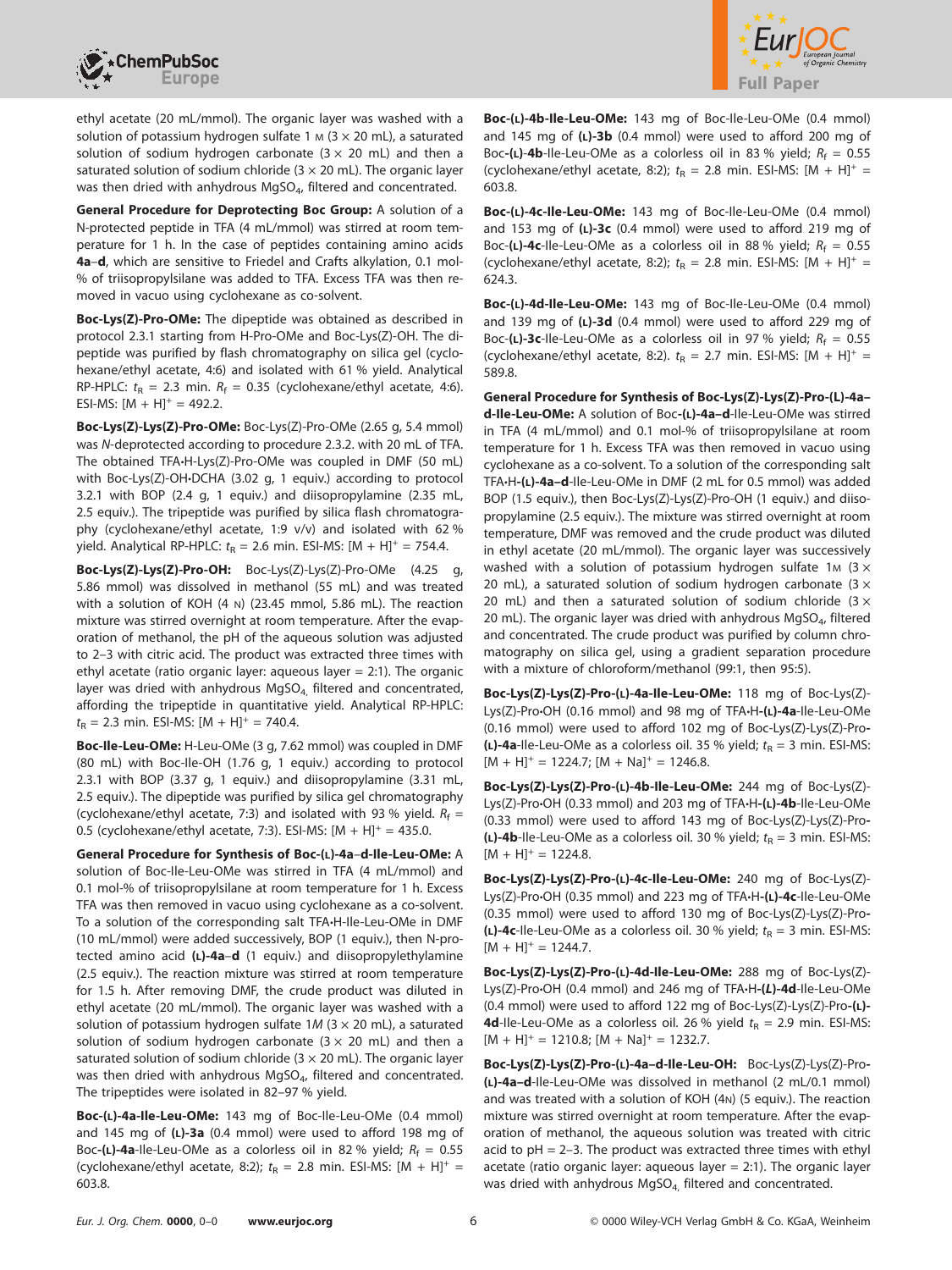ethyl acetate (20 mL/mmol). The organic layer was washed with a solution of potassium hydrogen sulfate 1 M (3 × 20 mL), a saturated solution of sodium hydrogen carbonate (3 × 20 mL) and then a saturated solution of sodium chloride (3 × 20 mL). The organic layer was then dried with anhydrous $MgSO_4$, filtered and concentrated.

**General Procedure for Deprotecting Boc Group:** A solution of a N-protected peptide in TFA (4 mL/mmol) was stirred at room temperature for 1 h. In the case of peptides containing amino acids **4a–d**, which are sensitive to Friedel and Crafts alkylation, 0.1 mol-% of triisopropylsilane was added to TFA. Excess TFA was then removed in vacuo using cyclohexane as co-solvent.

**Boc-Lys(Z)-Pro-OMe:** The dipeptide was obtained as described in protocol 2.3.1 starting from H-Pro-OMe and Boc-Lys(Z)-OH. The dipeptide was purified by flash chromatography on silica gel (cyclohexane/ethyl acetate, 4:6) and isolated with 61 % yield. Analytical RP-HPLC: $t_R$ = 2.3 min. $R_f$ = 0.35 (cyclohexane/ethyl acetate, 4:6). ESI-MS: $[M + H]^+$ = 492.2.

**Boc-Lys(Z)-Lys(Z)-Pro-OMe:** Boc-Lys(Z)-Pro-OMe (2.65 g, 5.4 mmol) was *N*-deprotected according to procedure 2.3.2. with 20 mL of TFA. The obtained TFA•H-Lys(Z)-Pro-OMe was coupled in DMF (50 mL) with Boc-Lys(Z)-OH•DCHA (3.02 g, 1 equiv.) according to protocol 3.2.1 with BOP (2.4 g, 1 equiv.) and diisopropylamine (2.35 mL, 2.5 equiv.). The tripeptide was purified by silica flash chromatography (cyclohexane/ethyl acetate, 1:9 v/v) and isolated with 62 % yield. Analytical RP-HPLC: $t_R$ = 2.6 min. ESI-MS: $[M + H]^+$ = 754.4.

**Boc-Lys(Z)-Lys(Z)-Pro-OH:** Boc-Lys(Z)-Lys(Z)-Pro-OMe (4.25 g, 5.86 mmol) was dissolved in methanol (55 mL) and was treated with a solution of KOH (4 N) (23.45 mmol, 5.86 mL). The reaction mixture was stirred overnight at room temperature. After the evaporation of methanol, the pH of the aqueous solution was adjusted to 2–3 with citric acid. The product was extracted three times with ethyl acetate (ratio organic layer: aqueous layer = 2:1). The organic layer was dried with anhydrous $MgSO_4$, filtered and concentrated, affording the tripeptide in quantitative yield. Analytical RP-HPLC: $t_R$ = 2.3 min. ESI-MS: $[M + H]^+$ = 740.4.

**Boc-Ile-Leu-OMe:** H-Leu-OMe (3 g, 7.62 mmol) was coupled in DMF (80 mL) with Boc-Ile-OH (1.76 g, 1 equiv.) according to protocol 2.3.1 with BOP (3.37 g, 1 equiv.) and diisopropylamine (3.31 mL, 2.5 equiv.). The dipeptide was purified by silica gel chromatography (cyclohexane/ethyl acetate, 7:3) and isolated with 93 % yield. $R_f$ = 0.5 (cyclohexane/ethyl acetate, 7:3). ESI-MS: $[M + H]^+$ = 435.0.

**General Procedure for Synthesis of Boc-(L)-4a–d-Ile-Leu-OMe:** A solution of Boc-Ile-Leu-OMe was stirred in TFA (4 mL/mmol) and 0.1 mol-% of triisopropylsilane at room temperature for 1 h. Excess TFA was then removed in vacuo using cyclohexane as a co-solvent. To a solution of the corresponding salt TFA•H-Ile-Leu-OMe in DMF (10 mL/mmol) were added successively, BOP (1 equiv.), then N-protected amino acid **(L)-4a–d** (1 equiv.) and diisopropylethylamine (2.5 equiv.). The reaction mixture was stirred at room temperature for 1.5 h. After removing DMF, the crude product was diluted in ethyl acetate (20 mL/mmol). The organic layer was washed with a solution of potassium hydrogen sulfate 1*M* (3 × 20 mL), a saturated solution of sodium hydrogen carbonate (3 × 20 mL) and then a saturated solution of sodium chloride (3 × 20 mL). The organic layer was then dried with anhydrous $MgSO_4$, filtered and concentrated. The tripeptides were isolated in 82–97 % yield.

**Boc-(L)-4a-Ile-Leu-OMe:** 143 mg of Boc-Ile-Leu-OMe (0.4 mmol) and 145 mg of **(L)-3a** (0.4 mmol) were used to afford 198 mg of Boc-**(L)-4a**-Ile-Leu-OMe as a colorless oil in 82 % yield; $R_f$ = 0.55 (cyclohexane/ethyl acetate, 8:2); $t_R$ = 2.8 min. ESI-MS: $[M + H]^+$ = 603.8.

**Boc-(L)-4b-Ile-Leu-OMe:** 143 mg of Boc-Ile-Leu-OMe (0.4 mmol) and 145 mg of **(L)-3b** (0.4 mmol) were used to afford 200 mg of Boc-**(L)-4b**-Ile-Leu-OMe as a colorless oil in 83 % yield; $R_f$ = 0.55 (cyclohexane/ethyl acetate, 8:2); $t_R$ = 2.8 min. ESI-MS: $[M + H]^+$ = 603.8.

**Boc-(L)-4c-Ile-Leu-OMe:** 143 mg of Boc-Ile-Leu-OMe (0.4 mmol) and 153 mg of **(L)-3c** (0.4 mmol) were used to afford 219 mg of Boc-**(L)-4c**-Ile-Leu-OMe as a colorless oil in 88 % yield; $R_f$ = 0.55 (cyclohexane/ethyl acetate, 8:2); $t_R$ = 2.8 min. ESI-MS: $[M + H]^+$ = 624.3.

**Boc-(L)-4d-Ile-Leu-OMe:** 143 mg of Boc-Ile-Leu-OMe (0.4 mmol) and 139 mg of **(L)-3d** (0.4 mmol) were used to afford 229 mg of Boc-**(L)-3c**-Ile-Leu-OMe as a colorless oil in 97 % yield; $R_f$ = 0.55 (cyclohexane/ethyl acetate, 8:2). $t_R$ = 2.7 min. ESI-MS: $[M + H]^+$ = 589.8.

**General Procedure for Synthesis of Boc-Lys(Z)-Lys(Z)-Pro-(L)-4a–d-Ile-Leu-OMe:** A solution of Boc-**(L)-4a–d**-Ile-Leu-OMe was stirred in TFA (4 mL/mmol) and 0.1 mol-% of triisopropylsilane at room temperature for 1 h. Excess TFA was then removed in vacuo using cyclohexane as a co-solvent. To a solution of the corresponding salt TFA•H-**(L)-4a–d**-Ile-Leu-OMe in DMF (2 mL for 0.5 mmol) was added BOP (1.5 equiv.), then Boc-Lys(Z)-Lys(Z)-Pro-OH (1 equiv.) and diisopropylamine (2.5 equiv.). The mixture was stirred overnight at room temperature, DMF was removed and the crude product was diluted in ethyl acetate (20 mL/mmol). The organic layer was successively washed with a solution of potassium hydrogen sulfate 1M (3 × 20 mL), a saturated solution of sodium hydrogen carbonate (3 × 20 mL) and then a saturated solution of sodium chloride (3 × 20 mL). The organic layer was dried with anhydrous $MgSO_4$, filtered and concentrated. The crude product was purified by column chromatography on silica gel, using a gradient separation procedure with a mixture of chloroform/methanol (99:1, then 95:5).

**Boc-Lys(Z)-Lys(Z)-Pro-(L)-4a-Ile-Leu-OMe:** 118 mg of Boc-Lys(Z)-Lys(Z)-Pro-OH (0.16 mmol) and 98 mg of TFA•H-**(L)-4a**-Ile-Leu-OMe (0.16 mmol) were used to afford 102 mg of Boc-Lys(Z)-Lys(Z)-Pro-**(L)-4a**-Ile-Leu-OMe as a colorless oil. 35 % yield; $t_R$ = 3 min. ESI-MS: $[M + H]^+$ = 1224.7; $[M + Na]^+$ = 1246.8.

**Boc-Lys(Z)-Lys(Z)-Pro-(L)-4b-Ile-Leu-OMe:** 244 mg of Boc-Lys(Z)-Lys(Z)-Pro-OH (0.33 mmol) and 203 mg of TFA•H-**(L)-4b**-Ile-Leu-OMe (0.33 mmol) were used to afford 143 mg of Boc-Lys(Z)-Lys(Z)-Pro-**(L)-4b**-Ile-Leu-OMe as a colorless oil. 30 % yield; $t_R$ = 3 min. ESI-MS: $[M + H]^+$ = 1224.8.

**Boc-Lys(Z)-Lys(Z)-Pro-(L)-4c-Ile-Leu-OMe:** 240 mg of Boc-Lys(Z)-Lys(Z)-Pro-OH (0.35 mmol) and 223 mg of TFA•H-**(L)-4c**-Ile-Leu-OMe (0.35 mmol) were used to afford 130 mg of Boc-Lys(Z)-Lys(Z)-Pro-**(L)-4c**-Ile-Leu-OMe as a colorless oil. 30 % yield; $t_R$ = 3 min. ESI-MS: $[M + H]^+$ = 1244.7.

**Boc-Lys(Z)-Lys(Z)-Pro-(L)-4d-Ile-Leu-OMe:** 288 mg of Boc-Lys(Z)-Lys(Z)-Pro-OH (0.4 mmol) and 246 mg of TFA•H-***(L)*-4d**-Ile-Leu-OMe (0.4 mmol) were used to afford 122 mg of Boc-Lys(Z)-Lys(Z)-Pro-**(L)-4d**-Ile-Leu-OMe as a colorless oil. 26 % yield $t_R$ = 2.9 min. ESI-MS: $[M + H]^+$ = 1210.8; $[M + Na]^+$ = 1232.7.

**Boc-Lys(Z)-Lys(Z)-Pro-(L)-4a–d-Ile-Leu-OH:** Boc-Lys(Z)-Lys(Z)-Pro-**(L)-4a–d**-Ile-Leu-OMe was dissolved in methanol (2 mL/0.1 mmol) and was treated with a solution of KOH (4N) (5 equiv.). The reaction mixture was stirred overnight at room temperature. After the evaporation of methanol, the aqueous solution was treated with citric acid to pH = 2–3. The product was extracted three times with ethyl acetate (ratio organic layer: aqueous layer = 2:1). The organic layer was dried with anhydrous $MgSO_4$, filtered and concentrated.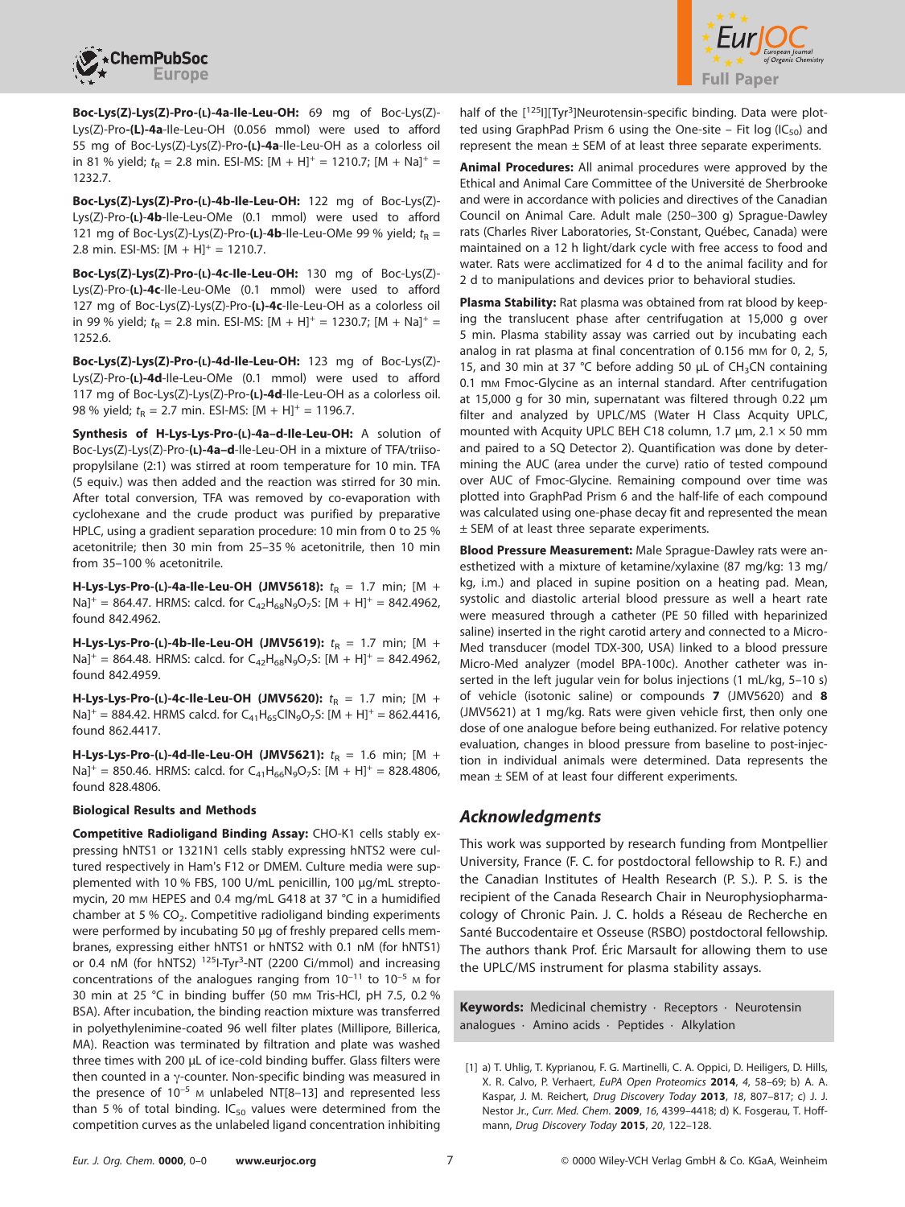**Boc-Lys(Z)-Lys(Z)-Pro-(L)-4a-Ile-Leu-OH:** 69 mg of Boc-Lys(Z)-Lys(Z)-Pro-**(L)-4a**-Ile-Leu-OH (0.056 mmol) were used to afford 55 mg of Boc-Lys(Z)-Lys(Z)-Pro-**(L)-4a**-Ile-Leu-OH as a colorless oil in 81 % yield; $t_R$ = 2.8 min. ESI-MS: $[M + H]^+$ = 1210.7; $[M + Na]^+$ = 1232.7.

**Boc-Lys(Z)-Lys(Z)-Pro-(L)-4b-Ile-Leu-OH:** 122 mg of Boc-Lys(Z)-Lys(Z)-Pro-**(L)**-**4b**-Ile-Leu-OMe (0.1 mmol) were used to afford 121 mg of Boc-Lys(Z)-Lys(Z)-Pro-**(L)**-**4b**-Ile-Leu-OMe 99 % yield; $t_R$ = 2.8 min. ESI-MS: $[M + H]^+$ = 1210.7.

**Boc-Lys(Z)-Lys(Z)-Pro-(L)-4c-Ile-Leu-OH:** 130 mg of Boc-Lys(Z)-Lys(Z)-Pro-**(L)-4c**-Ile-Leu-OMe (0.1 mmol) were used to afford 127 mg of Boc-Lys(Z)-Lys(Z)-Pro-**(L)-4c**-Ile-Leu-OH as a colorless oil in 99 % yield; $t_R$ = 2.8 min. ESI-MS: $[M + H]^+$ = 1230.7; $[M + Na]^+$ = 1252.6.

**Boc-Lys(Z)-Lys(Z)-Pro-(L)-4d-Ile-Leu-OH:** 123 mg of Boc-Lys(Z)-Lys(Z)-Pro-**(L)-4d**-Ile-Leu-OMe (0.1 mmol) were used to afford 117 mg of Boc-Lys(Z)-Lys(Z)-Pro-**(L)-4d**-Ile-Leu-OH as a colorless oil. 98 % yield; $t_R$ = 2.7 min. ESI-MS: $[M + H]^+$ = 1196.7.

**Synthesis of H-Lys-Lys-Pro-(L)-4a–d-Ile-Leu-OH:** A solution of Boc-Lys(Z)-Lys(Z)-Pro-**(L)-4a–d**-Ile-Leu-OH in a mixture of TFA/triisopropylsilane (2:1) was stirred at room temperature for 10 min. TFA (5 equiv.) was then added and the reaction was stirred for 30 min. After total conversion, TFA was removed by co-evaporation with cyclohexane and the crude product was purified by preparative HPLC, using a gradient separation procedure: 10 min from 0 to 25 % acetonitrile; then 30 min from 25–35 % acetonitrile, then 10 min from 35–100 % acetonitrile.

**H-Lys-Lys-Pro-(L)-4a-Ile-Leu-OH (JMV5618):** $t_R$ = 1.7 min; $[M + Na]^+$ = 864.47. HRMS: calcd. for $C_{42}H_{68}N_9O_7S$: $[M + H]^+$ = 842.4962, found 842.4962.

**H-Lys-Lys-Pro-(L)-4b-Ile-Leu-OH (JMV5619):** $t_R$ = 1.7 min; $[M + Na]^+$ = 864.48. HRMS: calcd. for $C_{42}H_{68}N_9O_7S$: $[M + H]^+$ = 842.4962, found 842.4959.

**H-Lys-Lys-Pro-(L)-4c-Ile-Leu-OH (JMV5620):** $t_R$ = 1.7 min; $[M + Na]^+$ = 884.42. HRMS calcd. for $C_{41}H_{65}ClN_9O_7S$: $[M + H]^+$ = 862.4416, found 862.4417.

**H-Lys-Lys-Pro-(L)-4d-Ile-Leu-OH (JMV5621):** $t_R$ = 1.6 min; $[M + Na]^+$ = 850.46. HRMS: calcd. for $C_{41}H_{66}N_9O_7S$: $[M + H]^+$ = 828.4806, found 828.4806.

**Biological Results and Methods**

**Competitive Radioligand Binding Assay:** CHO-K1 cells stably expressing hNTS1 or 1321N1 cells stably expressing hNTS2 were cultured respectively in Ham's F12 or DMEM. Culture media were supplemented with 10 % FBS, 100 U/mL penicillin, 100 µg/mL streptomycin, 20 mM HEPES and 0.4 mg/mL G418 at 37 °C in a humidified chamber at 5 % $CO_2$. Competitive radioligand binding experiments were performed by incubating 50 µg of freshly prepared cells membranes, expressing either hNTS1 or hNTS2 with 0.1 nM (for hNTS1) or 0.4 nM (for hNTS2) $^{125}$I-Tyr$^3$-NT (2200 Ci/mmol) and increasing concentrations of the analogues ranging from $10^{-11}$ to $10^{-5}$ M for 30 min at 25 °C in binding buffer (50 mM Tris-HCl, pH 7.5, 0.2 % BSA). After incubation, the binding reaction mixture was transferred in polyethylenimine-coated 96 well filter plates (Millipore, Billerica, MA). Reaction was terminated by filtration and plate was washed three times with 200 µL of ice-cold binding buffer. Glass filters were then counted in a γ-counter. Non-specific binding was measured in the presence of $10^{-5}$ M unlabeled NT[8–13] and represented less than 5 % of total binding. $IC_{50}$ values were determined from the competition curves as the unlabeled ligand concentration inhibiting half of the [$^{125}$I][Tyr$^3$]Neurotensin-specific binding. Data were plotted using GraphPad Prism 6 using the One-site – Fit log ($IC_{50}$) and represent the mean ± SEM of at least three separate experiments.

**Animal Procedures:** All animal procedures were approved by the Ethical and Animal Care Committee of the Université de Sherbrooke and were in accordance with policies and directives of the Canadian Council on Animal Care. Adult male (250–300 g) Sprague-Dawley rats (Charles River Laboratories, St-Constant, Québec, Canada) were maintained on a 12 h light/dark cycle with free access to food and water. Rats were acclimatized for 4 d to the animal facility and for 2 d to manipulations and devices prior to behavioral studies.

**Plasma Stability:** Rat plasma was obtained from rat blood by keeping the translucent phase after centrifugation at 15,000 g over 5 min. Plasma stability assay was carried out by incubating each analog in rat plasma at final concentration of 0.156 mM for 0, 2, 5, 15, and 30 min at 37 °C before adding 50 µL of $CH_3CN$ containing 0.1 mM Fmoc-Glycine as an internal standard. After centrifugation at 15,000 g for 30 min, supernatant was filtered through 0.22 µm filter and analyzed by UPLC/MS (Water H Class Acquity UPLC, mounted with Acquity UPLC BEH C18 column, 1.7 µm, 2.1 × 50 mm and paired to a SQ Detector 2). Quantification was done by determining the AUC (area under the curve) ratio of tested compound over AUC of Fmoc-Glycine. Remaining compound over time was plotted into GraphPad Prism 6 and the half-life of each compound was calculated using one-phase decay fit and represented the mean ± SEM of at least three separate experiments.

**Blood Pressure Measurement:** Male Sprague-Dawley rats were anesthetized with a mixture of ketamine/xylazine (87 mg/kg: 13 mg/kg, i.m.) and placed in supine position on a heating pad. Mean, systolic and diastolic arterial blood pressure as well a heart rate were measured through a catheter (PE 50 filled with heparinized saline) inserted in the right carotid artery and connected to a Micro-Med transducer (model TDX-300, USA) linked to a blood pressure Micro-Med analyzer (model BPA-100c). Another catheter was inserted in the left jugular vein for bolus injections (1 mL/kg, 5–10 s) of vehicle (isotonic saline) or compounds **7** (JMV5620) and **8** (JMV5621) at 1 mg/kg. Rats were given vehicle first, then only one dose of one analogue before being euthanized. For relative potency evaluation, changes in blood pressure from baseline to post-injection in individual animals were determined. Data represents the mean ± SEM of at least four different experiments.

## Acknowledgments

This work was supported by research funding from Montpellier University, France (F. C. for postdoctoral fellowship to R. F.) and the Canadian Institutes of Health Research (P. S.). P. S. is the recipient of the Canada Research Chair in Neurophysiopharmacology of Chronic Pain. J. C. holds a Réseau de Recherche en Santé Buccodentaire et Osseuse (RSBO) postdoctoral fellowship. The authors thank Prof. Éric Marsault for allowing them to use the UPLC/MS instrument for plasma stability assays.

**Keywords:** Medicinal chemistry · Receptors · Neurotensin analogues · Amino acids · Peptides · Alkylation

[1] a) T. Uhlig, T. Kyprianou, F. G. Martinelli, C. A. Oppici, D. Heiligers, D. Hills, X. R. Calvo, P. Verhaert, *EuPA Open Proteomics* **2014**, *4*, 58–69; b) A. A. Kaspar, J. M. Reichert, *Drug Discovery Today* **2013**, *18*, 807–817; c) J. J. Nestor Jr., *Curr. Med. Chem.* **2009**, *16*, 4399–4418; d) K. Fosgerau, T. Hoffmann, *Drug Discovery Today* **2015**, *20*, 122–128.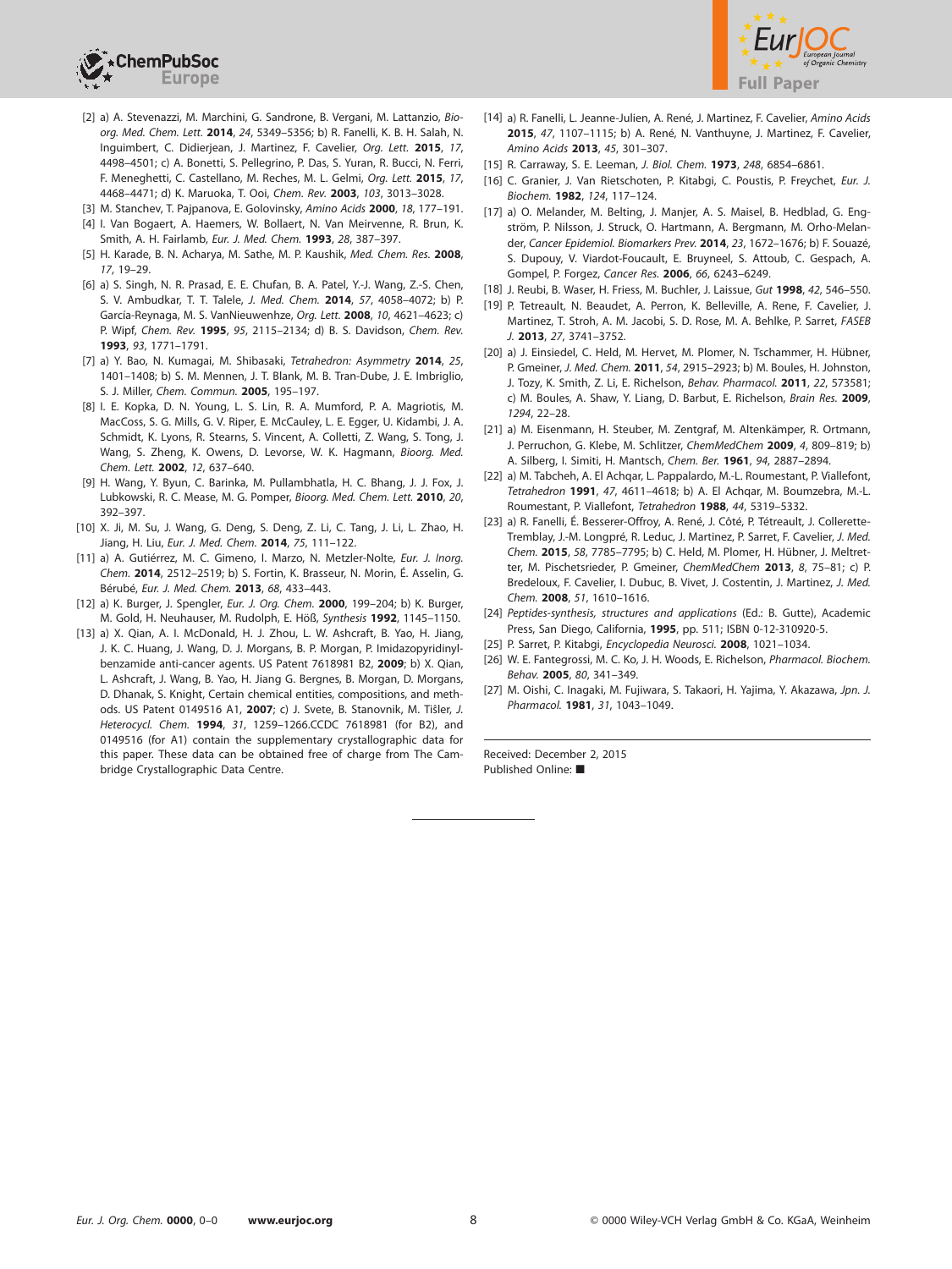[2] a) A. Stevenazzi, M. Marchini, G. Sandrone, B. Vergani, M. Lattanzio, *Bioorg. Med. Chem. Lett.* **2014**, *24*, 5349–5356; b) R. Fanelli, K. B. H. Salah, N. Inguimbert, C. Didierjean, J. Martinez, F. Cavelier, *Org. Lett.* **2015**, *17*, 4498–4501; c) A. Bonetti, S. Pellegrino, P. Das, S. Yuran, R. Bucci, N. Ferri, F. Meneghetti, C. Castellano, M. Reches, M. L. Gelmi, *Org. Lett.* **2015**, *17*, 4468–4471; d) K. Maruoka, T. Ooi, *Chem. Rev.* **2003**, *103*, 3013–3028.

[3] M. Stanchev, T. Pajpanova, E. Golovinsky, *Amino Acids* **2000**, *18*, 177–191.

[4] I. Van Bogaert, A. Haemers, W. Bollaert, N. Van Meirvenne, R. Brun, K. Smith, A. H. Fairlamb, *Eur. J. Med. Chem.* **1993**, *28*, 387–397.

[5] H. Karade, B. N. Acharya, M. Sathe, M. P. Kaushik, *Med. Chem. Res.* **2008**, *17*, 19–29.

[6] a) S. Singh, N. R. Prasad, E. E. Chufan, B. A. Patel, Y.-J. Wang, Z.-S. Chen, S. V. Ambudkar, T. T. Talele, *J. Med. Chem.* **2014**, *57*, 4058–4072; b) P. García-Reynaga, M. S. VanNieuwenhze, *Org. Lett.* **2008**, *10*, 4621–4623; c) P. Wipf, *Chem. Rev.* **1995**, *95*, 2115–2134; d) B. S. Davidson, *Chem. Rev.* **1993**, *93*, 1771–1791.

[7] a) Y. Bao, N. Kumagai, M. Shibasaki, *Tetrahedron: Asymmetry* **2014**, *25*, 1401–1408; b) S. M. Mennen, J. T. Blank, M. B. Tran-Dube, J. E. Imbriglio, S. J. Miller, *Chem. Commun.* **2005**, 195–197.

[8] I. E. Kopka, D. N. Young, L. S. Lin, R. A. Mumford, P. A. Magriotis, M. MacCoss, S. G. Mills, G. V. Riper, E. McCauley, L. E. Egger, U. Kidambi, J. A. Schmidt, K. Lyons, R. Stearns, S. Vincent, A. Colletti, Z. Wang, S. Tong, J. Wang, S. Zheng, K. Owens, D. Levorse, W. K. Hagmann, *Bioorg. Med. Chem. Lett.* **2002**, *12*, 637–640.

[9] H. Wang, Y. Byun, C. Barinka, M. Pullambhatla, H. C. Bhang, J. J. Fox, J. Lubkowski, R. C. Mease, M. G. Pomper, *Bioorg. Med. Chem. Lett.* **2010**, *20*, 392–397.

[10] X. Ji, M. Su, J. Wang, G. Deng, S. Deng, Z. Li, C. Tang, J. Li, L. Zhao, H. Jiang, H. Liu, *Eur. J. Med. Chem.* **2014**, *75*, 111–122.

[11] a) A. Gutiérrez, M. C. Gimeno, I. Marzo, N. Metzler-Nolte, *Eur. J. Inorg. Chem.* **2014**, 2512–2519; b) S. Fortin, K. Brasseur, N. Morin, É. Asselin, G. Bérubé, *Eur. J. Med. Chem.* **2013**, *68*, 433–443.

[12] a) K. Burger, J. Spengler, *Eur. J. Org. Chem.* **2000**, 199–204; b) K. Burger, M. Gold, H. Neuhauser, M. Rudolph, E. Höß, *Synthesis* **1992**, 1145–1150.

[13] a) X. Qian, A. I. McDonald, H. J. Zhou, L. W. Ashcraft, B. Yao, H. Jiang, J. K. C. Huang, J. Wang, D. J. Morgans, B. P. Morgan, P. Imidazopyridinyl-benzamide anti-cancer agents. US Patent 7618981 B2, **2009**; b) X. Qian, L. Ashcraft, J. Wang, B. Yao, H. Jiang G. Bergnes, B. Morgan, D. Morgans, D. Dhanak, S. Knight, Certain chemical entities, compositions, and methods. US Patent 0149516 A1, **2007**; c) J. Svete, B. Stanovnik, M. Tišler, *J. Heterocycl. Chem.* **1994**, *31*, 1259–1266.CCDC 7618981 (for B2), and 0149516 (for A1) contain the supplementary crystallographic data for this paper. These data can be obtained free of charge from The Cambridge Crystallographic Data Centre.

[14] a) R. Fanelli, L. Jeanne-Julien, A. René, J. Martinez, F. Cavelier, *Amino Acids* **2015**, *47*, 1107–1115; b) A. René, N. Vanthuyne, J. Martinez, F. Cavelier, *Amino Acids* **2013**, *45*, 301–307.

[15] R. Carraway, S. E. Leeman, *J. Biol. Chem.* **1973**, *248*, 6854–6861.

[16] C. Granier, J. Van Rietschoten, P. Kitabgi, C. Poustis, P. Freychet, *Eur. J. Biochem.* **1982**, *124*, 117–124.

[17] a) O. Melander, M. Belting, J. Manjer, A. S. Maisel, B. Hedblad, G. Engström, P. Nilsson, J. Struck, O. Hartmann, A. Bergmann, M. Orho-Melander, *Cancer Epidemiol. Biomarkers Prev.* **2014**, *23*, 1672–1676; b) F. Souazé, S. Dupouy, V. Viardot-Foucault, E. Bruyneel, S. Attoub, C. Gespach, A. Gompel, P. Forgez, *Cancer Res.* **2006**, *66*, 6243–6249.

[18] J. Reubi, B. Waser, H. Friess, M. Buchler, J. Laissue, *Gut* **1998**, *42*, 546–550.

[19] P. Tetreault, N. Beaudet, A. Perron, K. Belleville, A. Rene, F. Cavelier, J. Martinez, T. Stroh, A. M. Jacobi, S. D. Rose, M. A. Behlke, P. Sarret, *FASEB J.* **2013**, *27*, 3741–3752.

[20] a) J. Einsiedel, C. Held, M. Hervet, M. Plomer, N. Tschammer, H. Hübner, P. Gmeiner, *J. Med. Chem.* **2011**, *54*, 2915–2923; b) M. Boules, H. Johnston, J. Tozy, K. Smith, Z. Li, E. Richelson, *Behav. Pharmacol.* **2011**, *22*, 573581; c) M. Boules, A. Shaw, Y. Liang, D. Barbut, E. Richelson, *Brain Res.* **2009**, *1294*, 22–28.

[21] a) M. Eisenmann, H. Steuber, M. Zentgraf, M. Altenkämper, R. Ortmann, J. Perruchon, G. Klebe, M. Schlitzer, *ChemMedChem* **2009**, *4*, 809–819; b) A. Silberg, I. Simiti, H. Mantsch, *Chem. Ber.* **1961**, *94*, 2887–2894.

[22] a) M. Tabcheh, A. El Achqar, L. Pappalardo, M.-L. Roumestant, P. Viallefont, *Tetrahedron* **1991**, *47*, 4611–4618; b) A. El Achqar, M. Boumzebra, M.-L. Roumestant, P. Viallefont, *Tetrahedron* **1988**, *44*, 5319–5332.

[23] a) R. Fanelli, É. Besserer-Offroy, A. René, J. Côté, P. Tétreault, J. Collerette-Tremblay, J.-M. Longpré, R. Leduc, J. Martinez, P. Sarret, F. Cavelier, *J. Med. Chem.* **2015**, *58*, 7785–7795; b) C. Held, M. Plomer, H. Hübner, J. Meltretter, M. Pischetsrieder, P. Gmeiner, *ChemMedChem* **2013**, *8*, 75–81; c) P. Bredeloux, F. Cavelier, I. Dubuc, B. Vivet, J. Costentin, J. Martinez, *J. Med. Chem.* **2008**, *51*, 1610–1616.

[24] *Peptides-synthesis, structures and applications* (Ed.: B. Gutte), Academic Press, San Diego, California, **1995**, pp. 511; ISBN 0-12-310920-5.

[25] P. Sarret, P. Kitabgi, *Encyclopedia Neurosci.* **2008**, 1021–1034.

[26] W. E. Fantegrossi, M. C. Ko, J. H. Woods, E. Richelson, *Pharmacol. Biochem. Behav.* **2005**, *80*, 341–349.

[27] M. Oishi, C. Inagaki, M. Fujiwara, S. Takaori, H. Yajima, Y. Akazawa, *Jpn. J. Pharmacol.* **1981**, *31*, 1043–1049.

Received: December 2, 2015
Published Online: ■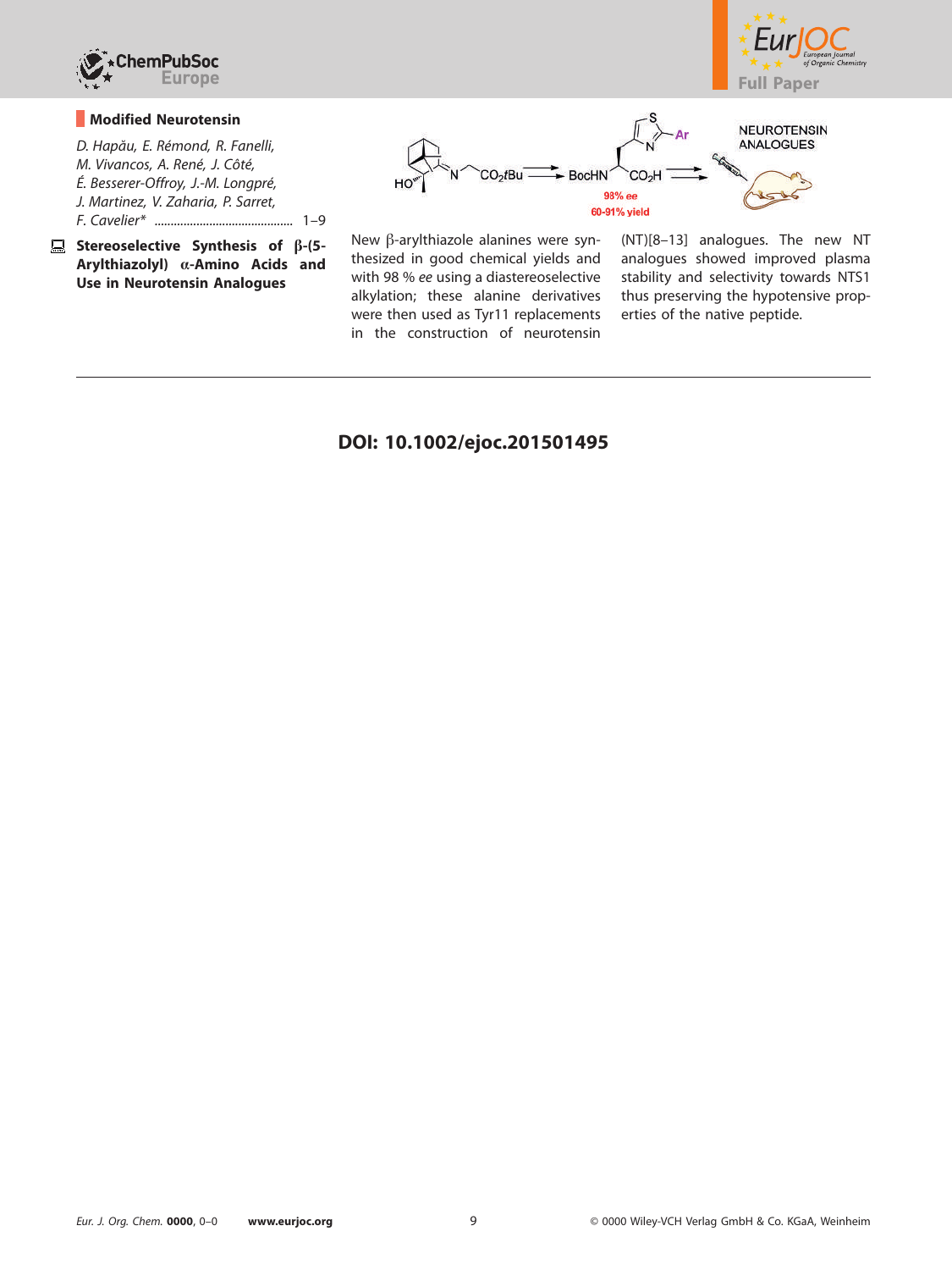## Modified Neurotensin

*D. Hapău, E. Rémond, R. Fanelli, M. Vivancos, A. René, J. Côté, É. Besserer-Offroy, J.-M. Longpré, J. Martinez, V. Zaharia, P. Sarret, F. Cavelier\** .......................................... 1–9

**Stereoselective Synthesis of β-(5-Arylthiazolyl) α-Amino Acids and Use in Neurotensin Analogues**

HO N $CO_2tBu$ → BocHN $CO_2H$ S N Ar → NEUROTENSIN ANALOGUES

98% *ee*
60-91% yield

New β-arylthiazole alanines were synthesized in good chemical yields and with 98 % *ee* using a diastereoselective alkylation; these alanine derivatives were then used as Tyr11 replacements in the construction of neurotensin (NT)[8–13] analogues. The new NT analogues showed improved plasma stability and selectivity towards NTS1 thus preserving the hypotensive properties of the native peptide.

**DOI: 10.1002/ejoc.201501495**